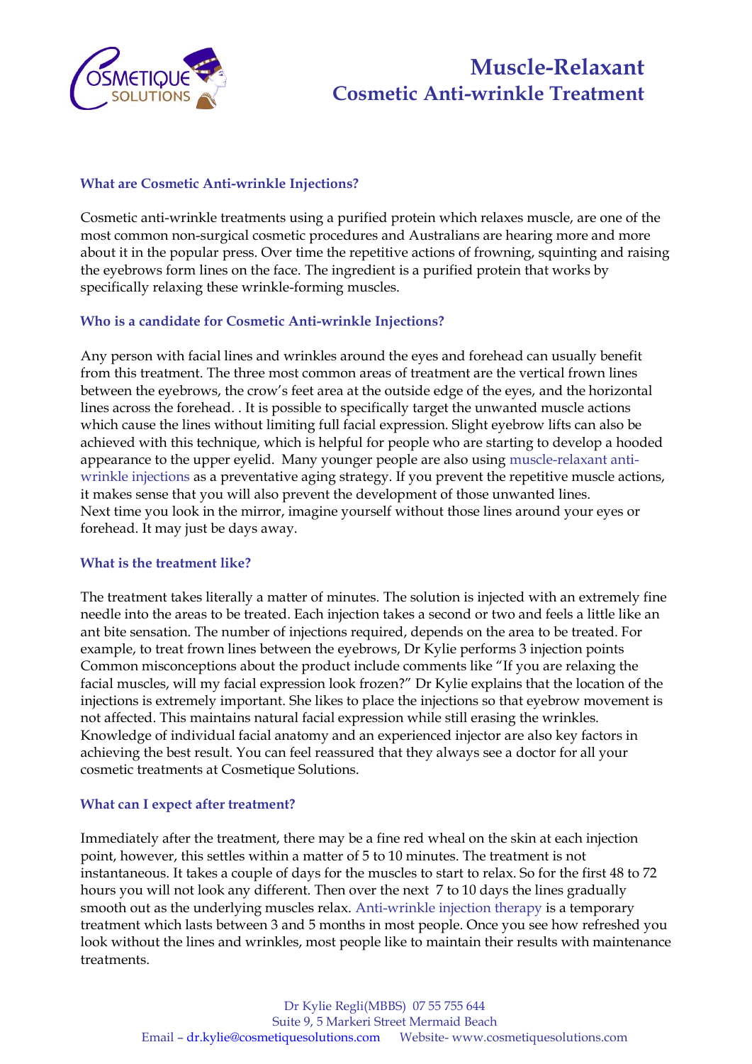# Muscle-Relaxant
# Cosmetic Anti-wrinkle Treatment

### What are Cosmetic Anti-wrinkle Injections?

Cosmetic anti-wrinkle treatments using a purified protein which relaxes muscle, are one of the most common non-surgical cosmetic procedures and Australians are hearing more and more about it in the popular press. Over time the repetitive actions of frowning, squinting and raising the eyebrows form lines on the face. The ingredient is a purified protein that works by specifically relaxing these wrinkle-forming muscles.

### Who is a candidate for Cosmetic Anti-wrinkle Injections?

Any person with facial lines and wrinkles around the eyes and forehead can usually benefit from this treatment. The three most common areas of treatment are the vertical frown lines between the eyebrows, the crow's feet area at the outside edge of the eyes, and the horizontal lines across the forehead. . It is possible to specifically target the unwanted muscle actions which cause the lines without limiting full facial expression. Slight eyebrow lifts can also be achieved with this technique, which is helpful for people who are starting to develop a hooded appearance to the upper eyelid. Many younger people are also using muscle-relaxant anti-wrinkle injections as a preventative aging strategy. If you prevent the repetitive muscle actions, it makes sense that you will also prevent the development of those unwanted lines.
Next time you look in the mirror, imagine yourself without those lines around your eyes or forehead. It may just be days away.

### What is the treatment like?

The treatment takes literally a matter of minutes. The solution is injected with an extremely fine needle into the areas to be treated. Each injection takes a second or two and feels a little like an ant bite sensation. The number of injections required, depends on the area to be treated. For example, to treat frown lines between the eyebrows, Dr Kylie performs 3 injection points Common misconceptions about the product include comments like "If you are relaxing the facial muscles, will my facial expression look frozen?" Dr Kylie explains that the location of the injections is extremely important. She likes to place the injections so that eyebrow movement is not affected. This maintains natural facial expression while still erasing the wrinkles. Knowledge of individual facial anatomy and an experienced injector are also key factors in achieving the best result. You can feel reassured that they always see a doctor for all your cosmetic treatments at Cosmetique Solutions.

### What can I expect after treatment?

Immediately after the treatment, there may be a fine red wheal on the skin at each injection point, however, this settles within a matter of 5 to 10 minutes. The treatment is not instantaneous. It takes a couple of days for the muscles to start to relax. So for the first 48 to 72 hours you will not look any different. Then over the next 7 to 10 days the lines gradually smooth out as the underlying muscles relax. Anti-wrinkle injection therapy is a temporary treatment which lasts between 3 and 5 months in most people. Once you see how refreshed you look without the lines and wrinkles, most people like to maintain their results with maintenance treatments.

Dr Kylie Regli(MBBS) 07 55 755 644
Suite 9, 5 Markeri Street Mermaid Beach
Email – dr.kylie@cosmetiquesolutions.com Website- www.cosmetiquesolutions.com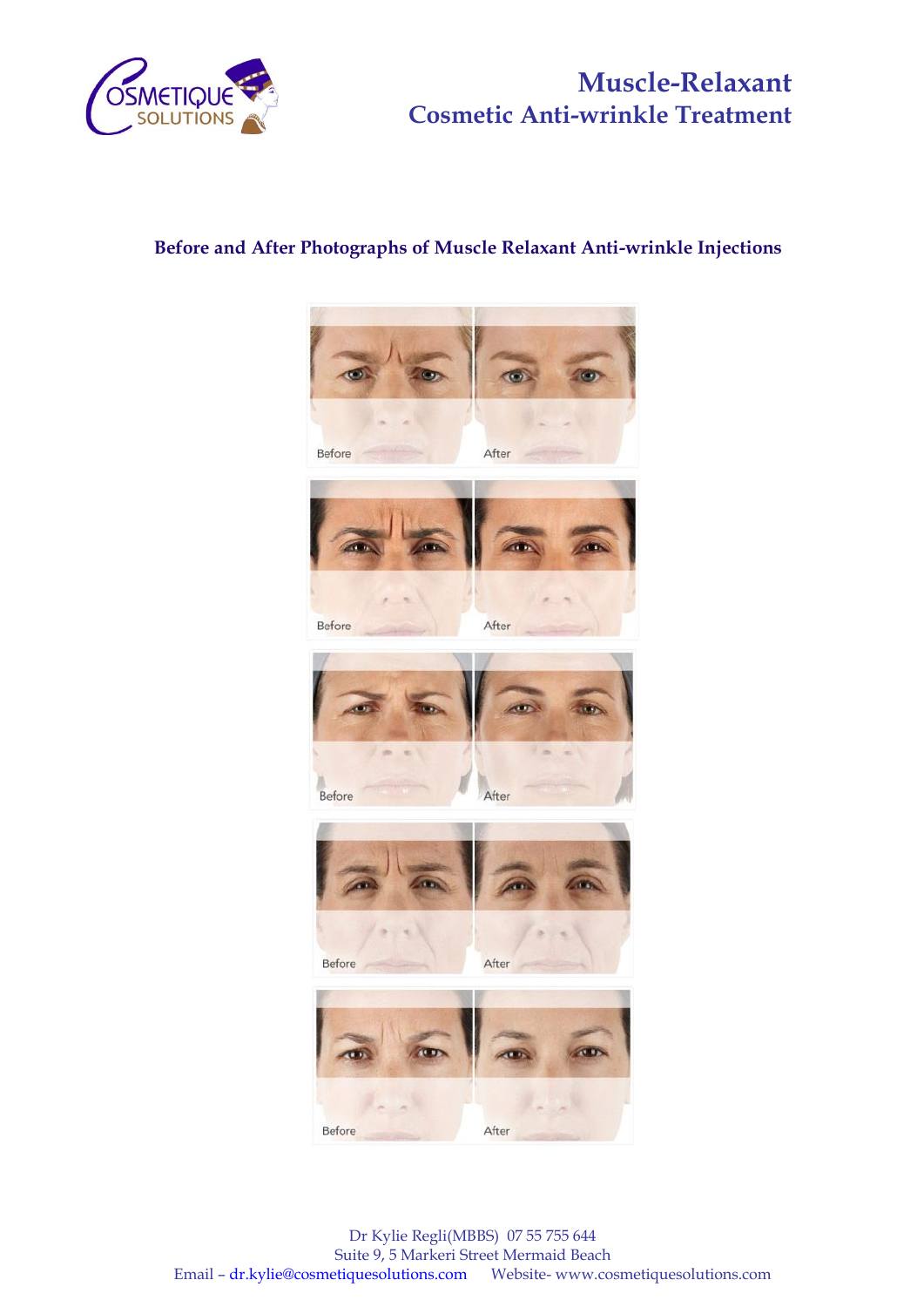# Muscle-Relaxant
## Cosmetic Anti-wrinkle Treatment

### Before and After Photographs of Muscle Relaxant Anti-wrinkle Injections

Before After

Before After

Before After

Before After

Before After

Dr Kylie Regli(MBBS) 07 55 755 644
Suite 9, 5 Markeri Street Mermaid Beach
Email – dr.kylie@cosmetiquesolutions.com Website- www.cosmetiquesolutions.com